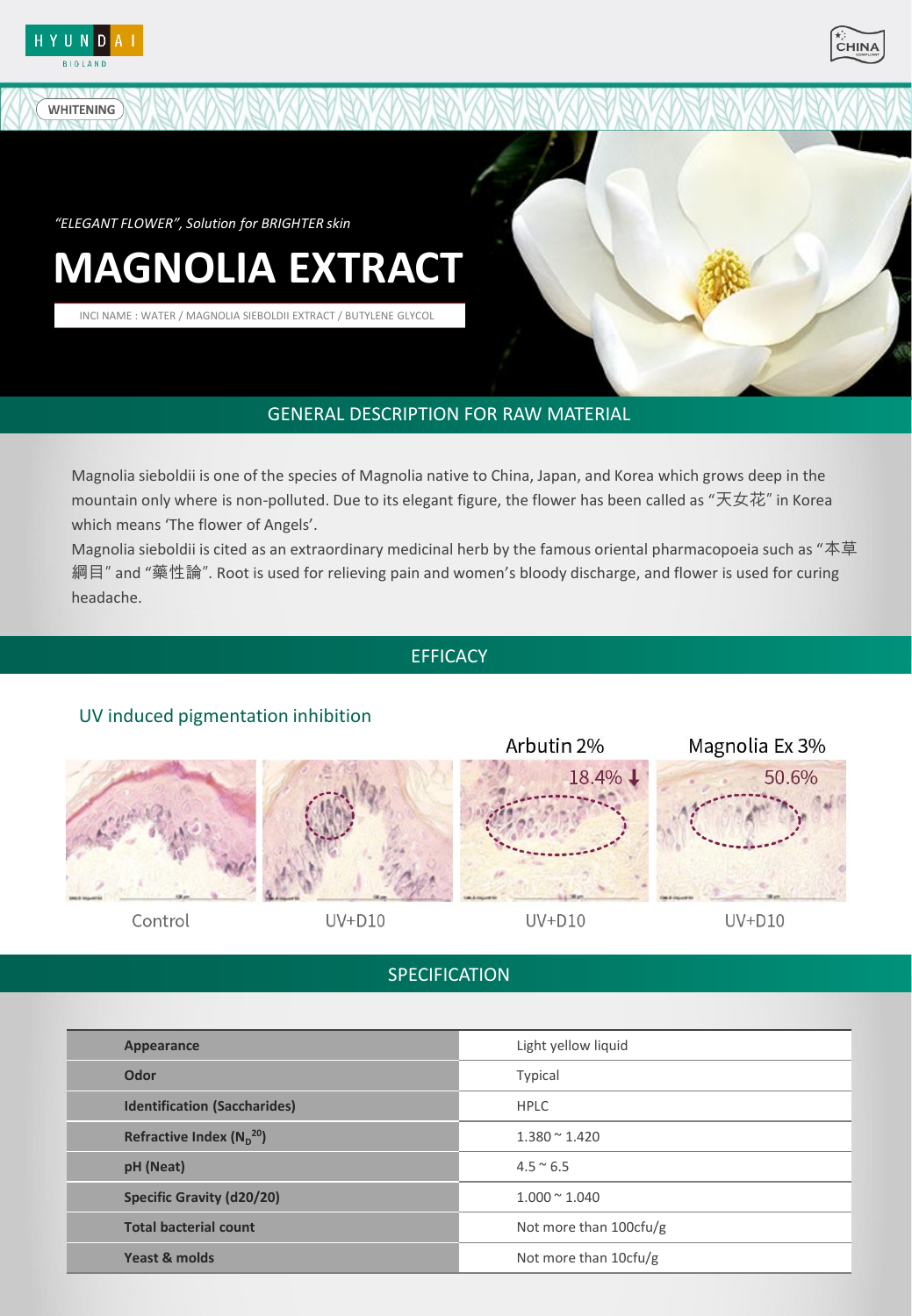HYUNDAI BIOLAND

WHITENING

*"ELEGANT FLOWER", Solution for BRIGHTER skin*

# MAGNOLIA EXTRACT

INCI NAME : WATER / MAGNOLIA SIEBOLDII EXTRACT / BUTYLENE GLYCOL

## GENERAL DESCRIPTION FOR RAW MATERIAL

Magnolia sieboldii is one of the species of Magnolia native to China, Japan, and Korea which grows deep in the mountain only where is non-polluted. Due to its elegant figure, the flower has been called as "天女花" in Korea which means 'The flower of Angels'.

Magnolia sieboldii is cited as an extraordinary medicinal herb by the famous oriental pharmacopoeia such as "本草綱目" and "藥性論". Root is used for relieving pain and women's bloody discharge, and flower is used for curing headache.

## EFFICACY

### UV induced pigmentation inhibition

| Control | UV+D10 | Arbutin 2% UV+D10 | Magnolia Ex 3% UV+D10 |
|---|---|---|---|
| | | 18.4% ↓ | 50.6% |

## SPECIFICATION

| Appearance | Light yellow liquid |
|---|---|
| Odor | Typical |
| Identification (Saccharides) | HPLC |
| Refractive Index ($N_D^{20}$) | 1.380 ~ 1.420 |
| pH (Neat) | 4.5 ~ 6.5 |
| Specific Gravity (d20/20) | 1.000 ~ 1.040 |
| Total bacterial count | Not more than 100cfu/g |
| Yeast & molds | Not more than 10cfu/g |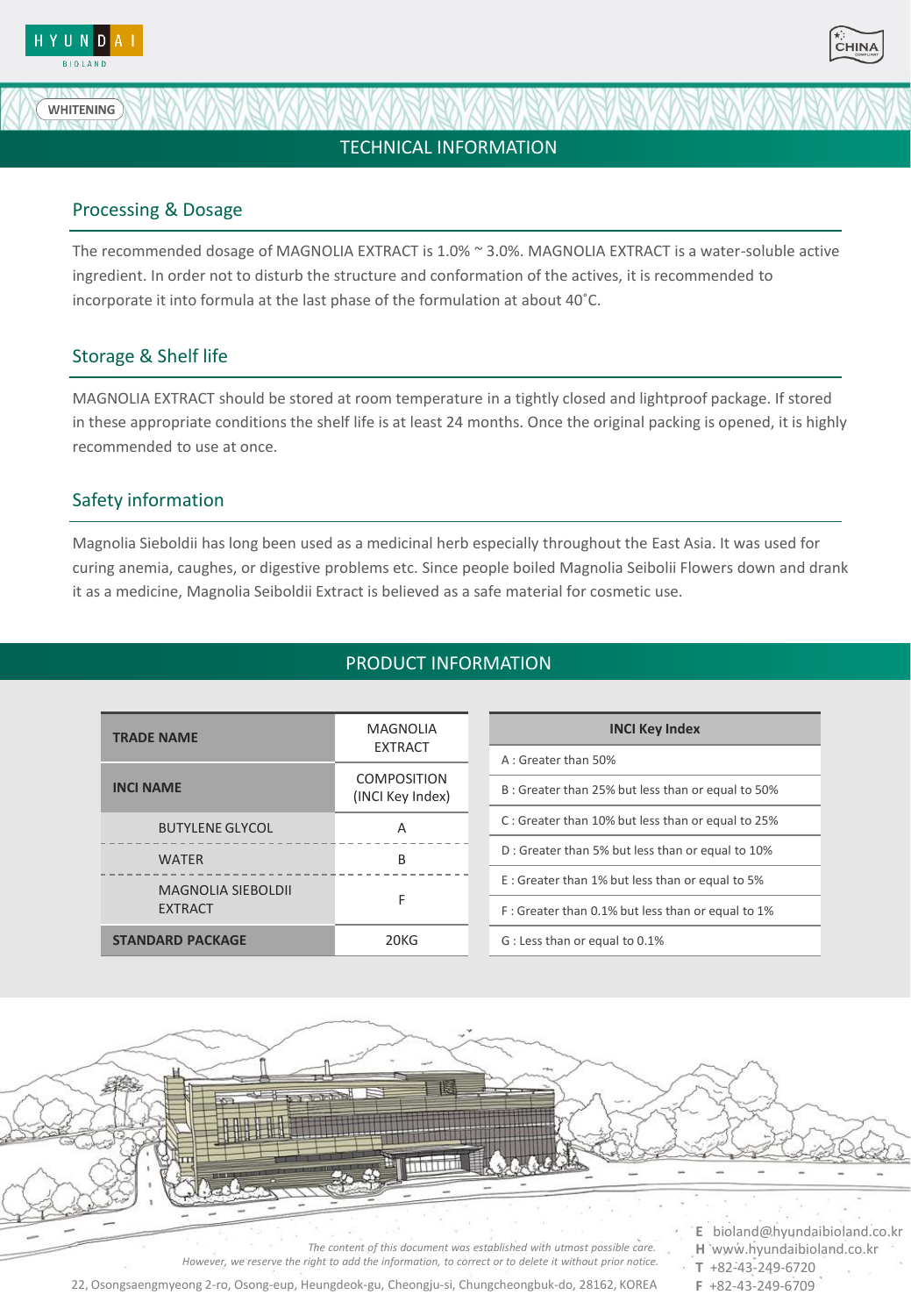WHITENING

## TECHNICAL INFORMATION

### Processing & Dosage

The recommended dosage of MAGNOLIA EXTRACT is 1.0% ~ 3.0%. MAGNOLIA EXTRACT is a water-soluble active ingredient. In order not to disturb the structure and conformation of the actives, it is recommended to incorporate it into formula at the last phase of the formulation at about 40˚C.

### Storage & Shelf life

MAGNOLIA EXTRACT should be stored at room temperature in a tightly closed and lightproof package. If stored in these appropriate conditions the shelf life is at least 24 months. Once the original packing is opened, it is highly recommended to use at once.

### Safety information

Magnolia Sieboldii has long been used as a medicinal herb especially throughout the East Asia. It was used for curing anemia, caughes, or digestive problems etc. Since people boiled Magnolia Seibolii Flowers down and drank it as a medicine, Magnolia Seiboldii Extract is believed as a safe material for cosmetic use.

## PRODUCT INFORMATION

| | |
|---|---|
| **TRADE NAME** | MAGNOLIA EXTRACT |
| **INCI NAME** | COMPOSITION (INCI Key Index) |
| BUTYLENE GLYCOL | A |
| WATER | B |
| MAGNOLIA SIEBOLDII EXTRACT | F |
| **STANDARD PACKAGE** | 20KG |

| **INCI Key Index** |
|---|
| A : Greater than 50% |
| B : Greater than 25% but less than or equal to 50% |
| C : Greater than 10% but less than or equal to 25% |
| D : Greater than 5% but less than or equal to 10% |
| E : Greater than 1% but less than or equal to 5% |
| F : Greater than 0.1% but less than or equal to 1% |
| G : Less than or equal to 0.1% |

*The content of this document was established with utmost possible care.*
*However, we reserve the right to add the information, to correct or to delete it without prior notice.*

22, Osongsaengmyeong 2-ro, Osong-eup, Heungdeok-gu, Cheongju-si, Chungcheongbuk-do, 28162, KOREA

**E** bioland@hyundaibioland.co.kr
**H** www.hyundaibioland.co.kr
**T** +82-43-249-6720
**F** +82-43-249-6709